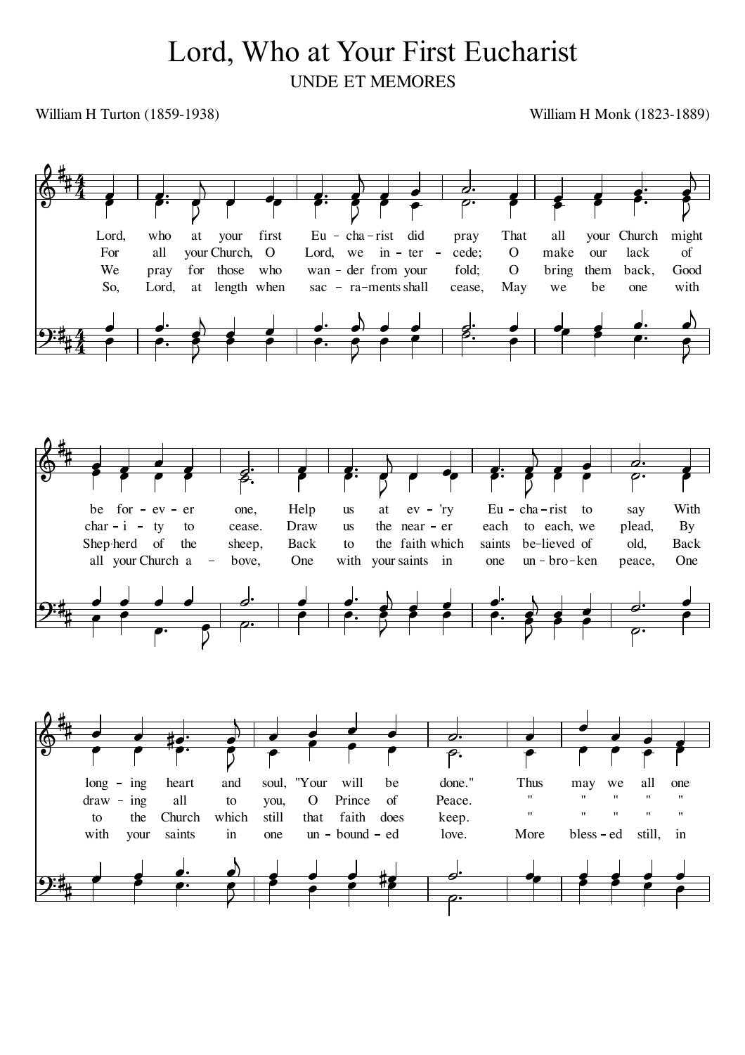# Lord, Who at Your First Eucharist

UNDE ET MEMORES

William H Turton (1859-1938)

William H Monk (1823-1889)

1. Lord, who at your first Eu-cha-rist did pray That all your Church might be for-ev-er one, Help us at ev-'ry Eu-cha-rist to say With long-ing heart and soul, "Your will be done." Thus may we all one

2. For all your Church, O Lord, we in-ter-cede; O make our lack of char-i-ty to cease. Draw us the near-er each to each, we plead, By draw-ing all to you, O Prince of Peace. " " " " "

3. We pray for those who wan-der from your fold; O bring them back, Good Shep-herd of the sheep, Back to the faith which saints be-lieved of old, Back to the Church which still that faith does keep. " " " " "

4. So, Lord, at length when sac-ra-ments shall cease, May we be one with all your Church a-bove, One with your saints in one un-bro-ken peace, One with your saints in one un-bound-ed love. More bless-ed still, in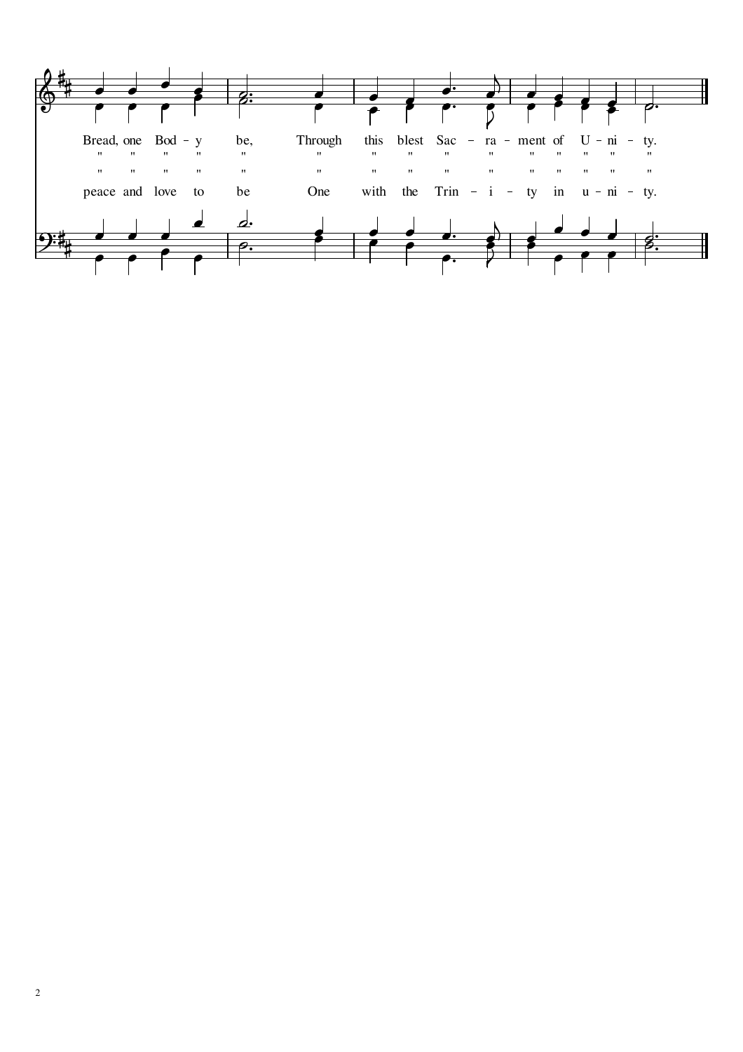Bread, one Bod – y be, Through this blest Sac – ra – ment of U – ni – ty.

" " " " " " " " " " " " " " "

" " " " " " " " " " " " " " "

peace and love to be One with the Trin – i – ty in u – ni – ty.